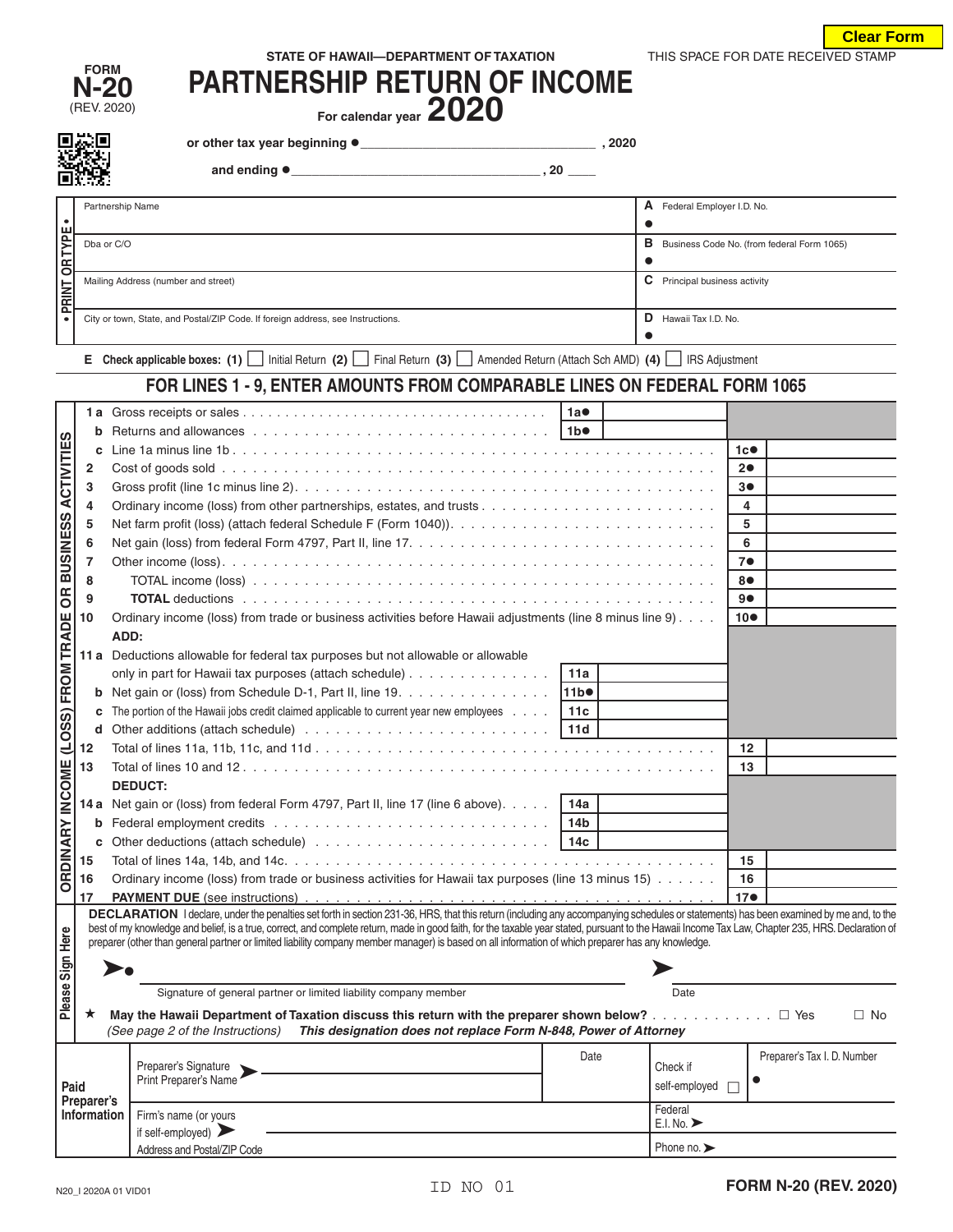Clear Form

FORM **N-20** (REV. 2020)

STATE OF HAWAII—DEPARTMENT OF TAXATION

# PARTNERSHIP RETURN OF INCOME

For calendar year **2020**

THIS SPACE FOR DATE RECEIVED STAMP

or other tax year beginning ● ________________________________ , 2020

and ending ● ___________________________________ , 20 ____

| • PRINT OR TYPE • | |
|---|---|
| Partnership Name | **A** Federal Employer I.D. No. ● |
| Dba or C/O | **B** Business Code No. (from federal Form 1065) ● |
| Mailing Address (number and street) | **C** Principal business activity |
| City or town, State, and Postal/ZIP Code. If foreign address, see Instructions. | **D** Hawaii Tax I.D. No. ● |

**E Check applicable boxes: (1)** ☐ Initial Return **(2)** ☐ Final Return **(3)** ☐ Amended Return (Attach Sch AMD) **(4)** ☐ IRS Adjustment

## FOR LINES 1 - 9, ENTER AMOUNTS FROM COMPARABLE LINES ON FEDERAL FORM 1065

**ORDINARY INCOME (LOSS) FROM TRADE OR BUSINESS ACTIVITIES**

| Line | Description | | | | |
|---|---|---|---|---|---|
| **1 a** | Gross receipts or sales | 1a● | | | |
| **b** | Returns and allowances | 1b● | | | |
| **c** | Line 1a minus line 1b | | | 1c● | |
| **2** | Cost of goods sold | | | 2● | |
| **3** | Gross profit (line 1c minus line 2) | | | 3● | |
| **4** | Ordinary income (loss) from other partnerships, estates, and trusts | | | 4 | |
| **5** | Net farm profit (loss) (attach federal Schedule F (Form 1040)) | | | 5 | |
| **6** | Net gain (loss) from federal Form 4797, Part II, line 17 | | | 6 | |
| **7** | Other income (loss) | | | 7● | |
| **8** | TOTAL income (loss) | | | 8● | |
| **9** | **TOTAL** deductions | | | 9● | |
| **10** | Ordinary income (loss) from trade or business activities before Hawaii adjustments (line 8 minus line 9) | | | 10● | |
| | **ADD:** | | | | |
| **11 a** | Deductions allowable for federal tax purposes but not allowable or allowable only in part for Hawaii tax purposes (attach schedule) | 11a | | | |
| **b** | Net gain or (loss) from Schedule D-1, Part II, line 19 | 11b● | | | |
| **c** | The portion of the Hawaii jobs credit claimed applicable to current year new employees | 11c | | | |
| **d** | Other additions (attach schedule) | 11d | | | |
| **12** | Total of lines 11a, 11b, 11c, and 11d | | | 12 | |
| **13** | Total of lines 10 and 12 | | | 13 | |
| | **DEDUCT:** | | | | |
| **14 a** | Net gain or (loss) from federal Form 4797, Part II, line 17 (line 6 above) | 14a | | | |
| **b** | Federal employment credits | 14b | | | |
| **c** | Other deductions (attach schedule) | 14c | | | |
| **15** | Total of lines 14a, 14b, and 14c | | | 15 | |
| **16** | Ordinary income (loss) from trade or business activities for Hawaii tax purposes (line 13 minus 15) | | | 16 | |
| **17** | **PAYMENT DUE** (see instructions) | | | 17● | |

**Please Sign Here**

**DECLARATION** I declare, under the penalties set forth in section 231-36, HRS, that this return (including any accompanying schedules or statements) has been examined by me and, to the best of my knowledge and belief, is a true, correct, and complete return, made in good faith, for the taxable year stated, pursuant to the Hawaii Income Tax Law, Chapter 235, HRS. Declaration of preparer (other than general partner or limited liability company member manager) is based on all information of which preparer has any knowledge.

➤● ______________________________________________ ➤ ____________________

Signature of general partner or limited liability company member — Date

★ **May the Hawaii Department of Taxation discuss this return with the preparer shown below?** ☐ Yes ☐ No
*(See page 2 of the Instructions)* ***This designation does not replace Form N-848, Power of Attorney***

| **Paid Preparer's Information** | | | | |
|---|---|---|---|---|
| | Preparer's Signature ➤ Print Preparer's Name | Date | Check if self-employed ☐ | Preparer's Tax I. D. Number ● |
| | Firm's name (or yours if self-employed) ➤ Address and Postal/ZIP Code | | Federal E.I. No. ➤ | |
| | | | Phone no. ➤ | |

N20_I 2020A 01 VID01 — ID NO 01 — **FORM N-20 (REV. 2020)**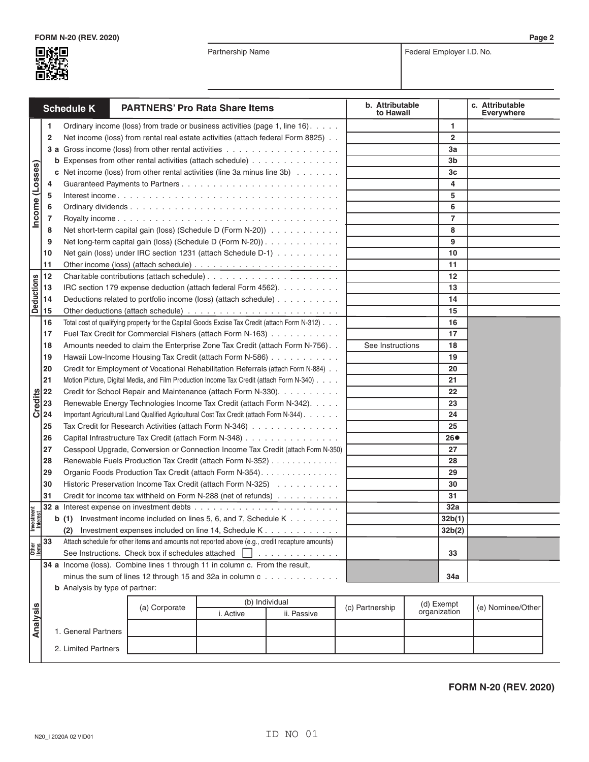FORM N-20 (REV. 2020)

Partnership Name | Federal Employer I.D. No.

## Schedule K — PARTNERS' Pro Rata Share Items

| | Line | Description | b. Attributable to Hawaii | | c. Attributable Everywhere |
|---|---|---|---|---|---|
| Income (Losses) | 1 | Ordinary income (loss) from trade or business activities (page 1, line 16) | | 1 | |
| | 2 | Net income (loss) from rental real estate activities (attach federal Form 8825) | | 2 | |
| | 3 a | Gross income (loss) from other rental activities | | 3a | |
| | b | Expenses from other rental activities (attach schedule) | | 3b | |
| | c | Net income (loss) from other rental activities (line 3a minus line 3b) | | 3c | |
| | 4 | Guaranteed Payments to Partners | | 4 | |
| | 5 | Interest income | | 5 | |
| | 6 | Ordinary dividends | | 6 | |
| | 7 | Royalty income | | 7 | |
| | 8 | Net short-term capital gain (loss) (Schedule D (Form N-20)) | | 8 | |
| | 9 | Net long-term capital gain (loss) (Schedule D (Form N-20)) | | 9 | |
| | 10 | Net gain (loss) under IRC section 1231 (attach Schedule D-1) | | 10 | |
| | 11 | Other income (loss) (attach schedule) | | 11 | |
| Deductions | 12 | Charitable contributions (attach schedule) | | 12 | |
| | 13 | IRC section 179 expense deduction (attach federal Form 4562) | | 13 | |
| | 14 | Deductions related to portfolio income (loss) (attach schedule) | | 14 | |
| | 15 | Other deductions (attach schedule) | | 15 | |
| Credits | 16 | Total cost of qualifying property for the Capital Goods Excise Tax Credit (attach Form N-312) | | 16 | |
| | 17 | Fuel Tax Credit for Commercial Fishers (attach Form N-163) | | 17 | |
| | 18 | Amounts needed to claim the Enterprise Zone Tax Credit (attach Form N-756) | See Instructions | 18 | |
| | 19 | Hawaii Low-Income Housing Tax Credit (attach Form N-586) | | 19 | |
| | 20 | Credit for Employment of Vocational Rehabilitation Referrals (attach Form N-884) | | 20 | |
| | 21 | Motion Picture, Digital Media, and Film Production Income Tax Credit (attach Form N-340) | | 21 | |
| | 22 | Credit for School Repair and Maintenance (attach Form N-330) | | 22 | |
| | 23 | Renewable Energy Technologies Income Tax Credit (attach Form N-342) | | 23 | |
| | 24 | Important Agricultural Land Qualified Agricultural Cost Tax Credit (attach Form N-344) | | 24 | |
| | 25 | Tax Credit for Research Activities (attach Form N-346) | | 25 | |
| | 26 | Capital Infrastructure Tax Credit (attach Form N-348) | | 26● | |
| | 27 | Cesspool Upgrade, Conversion or Connection Income Tax Credit (attach Form N-350) | | 27 | |
| | 28 | Renewable Fuels Production Tax Credit (attach Form N-352) | | 28 | |
| | 29 | Organic Foods Production Tax Credit (attach Form N-354) | | 29 | |
| | 30 | Historic Preservation Income Tax Credit (attach Form N-325) | | 30 | |
| | 31 | Credit for income tax withheld on Form N-288 (net of refunds) | | 31 | |
| Investment Interest | 32 a | Interest expense on investment debts | | 32a | |
| | b (1) | Investment income included on lines 5, 6, and 7, Schedule K | | 32b(1) | |
| | (2) | Investment expenses included on line 14, Schedule K | | 32b(2) | |
| Other Items | 33 | Attach schedule for other items and amounts not reported above (e.g., credit recapture amounts) See Instructions. Check box if schedules attached ☐ | | 33 | |
| Analysis | 34 a | Income (loss). Combine lines 1 through 11 in column c. From the result, minus the sum of lines 12 through 15 and 32a in column c | | 34a | |

**b** Analysis by type of partner:

| | (a) Corporate | (b) Individual | | (c) Partnership | (d) Exempt organization | (e) Nominee/Other |
|---|---|---|---|---|---|---|
| | | i. Active | ii. Passive | | | |
| 1. General Partners | | | | | | |
| 2. Limited Partners | | | | | | |

FORM N-20 (REV. 2020)

N20_I 2020A 02 VID01

ID NO 01